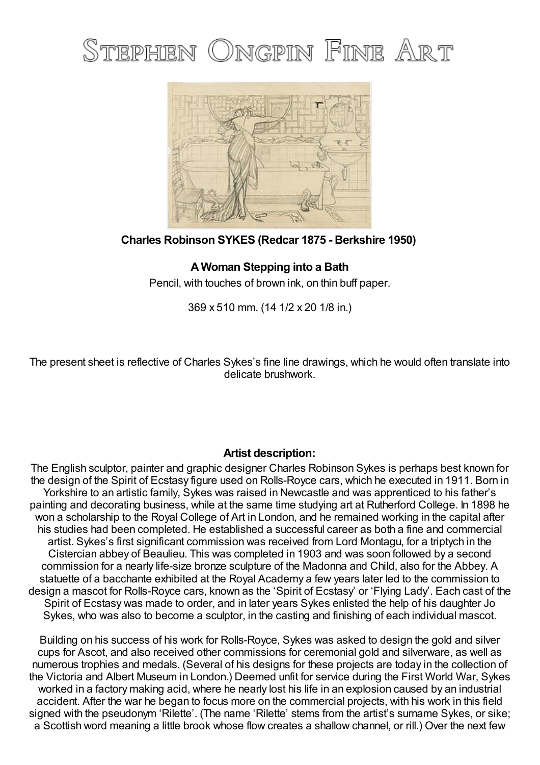# Stephen Ongpin Fine Art

**Charles Robinson SYKES (Redcar 1875 - Berkshire 1950)**

**A Woman Stepping into a Bath**

Pencil, with touches of brown ink, on thin buff paper.

369 x 510 mm. (14 1/2 x 20 1/8 in.)

The present sheet is reflective of Charles Sykes's fine line drawings, which he would often translate into delicate brushwork.

**Artist description:**

The English sculptor, painter and graphic designer Charles Robinson Sykes is perhaps best known for the design of the Spirit of Ecstasy figure used on Rolls-Royce cars, which he executed in 1911. Born in Yorkshire to an artistic family, Sykes was raised in Newcastle and was apprenticed to his father's painting and decorating business, while at the same time studying art at Rutherford College. In 1898 he won a scholarship to the Royal College of Art in London, and he remained working in the capital after his studies had been completed. He established a successful career as both a fine and commercial artist. Sykes's first significant commission was received from Lord Montagu, for a triptych in the Cistercian abbey of Beaulieu. This was completed in 1903 and was soon followed by a second commission for a nearly life-size bronze sculpture of the Madonna and Child, also for the Abbey. A statuette of a bacchante exhibited at the Royal Academy a few years later led to the commission to design a mascot for Rolls-Royce cars, known as the 'Spirit of Ecstasy' or 'Flying Lady'. Each cast of the Spirit of Ecstasy was made to order, and in later years Sykes enlisted the help of his daughter Jo Sykes, who was also to become a sculptor, in the casting and finishing of each individual mascot.

Building on his success of his work for Rolls-Royce, Sykes was asked to design the gold and silver cups for Ascot, and also received other commissions for ceremonial gold and silverware, as well as numerous trophies and medals. (Several of his designs for these projects are today in the collection of the Victoria and Albert Museum in London.) Deemed unfit for service during the First World War, Sykes worked in a factory making acid, where he nearly lost his life in an explosion caused by an industrial accident. After the war he began to focus more on the commercial projects, with his work in this field signed with the pseudonym 'Rilette'. (The name 'Rilette' stems from the artist's surname Sykes, or sike; a Scottish word meaning a little brook whose flow creates a shallow channel, or rill.) Over the next few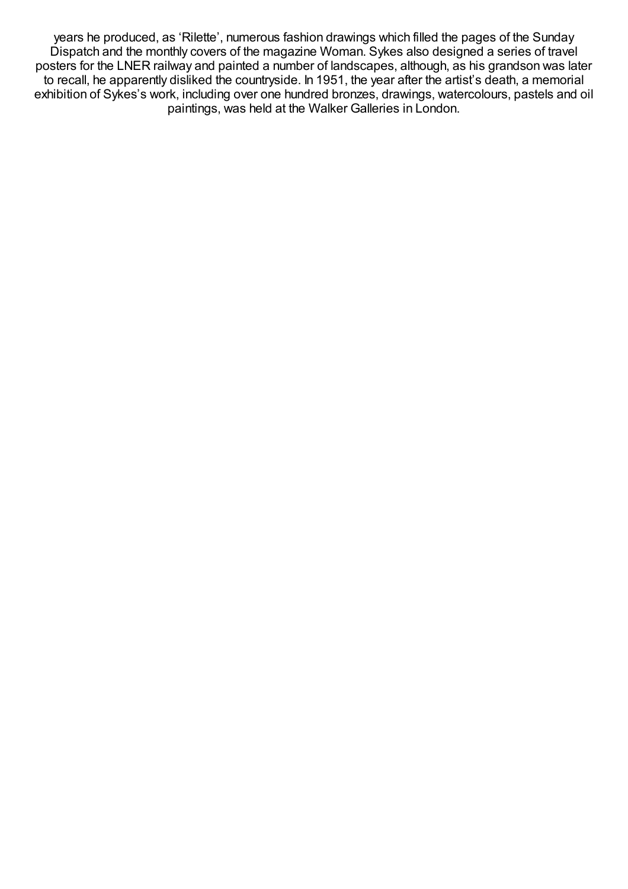years he produced, as 'Rilette', numerous fashion drawings which filled the pages of the Sunday Dispatch and the monthly covers of the magazine Woman. Sykes also designed a series of travel posters for the LNER railway and painted a number of landscapes, although, as his grandson was later to recall, he apparently disliked the countryside. In 1951, the year after the artist's death, a memorial exhibition of Sykes's work, including over one hundred bronzes, drawings, watercolours, pastels and oil paintings, was held at the Walker Galleries in London.